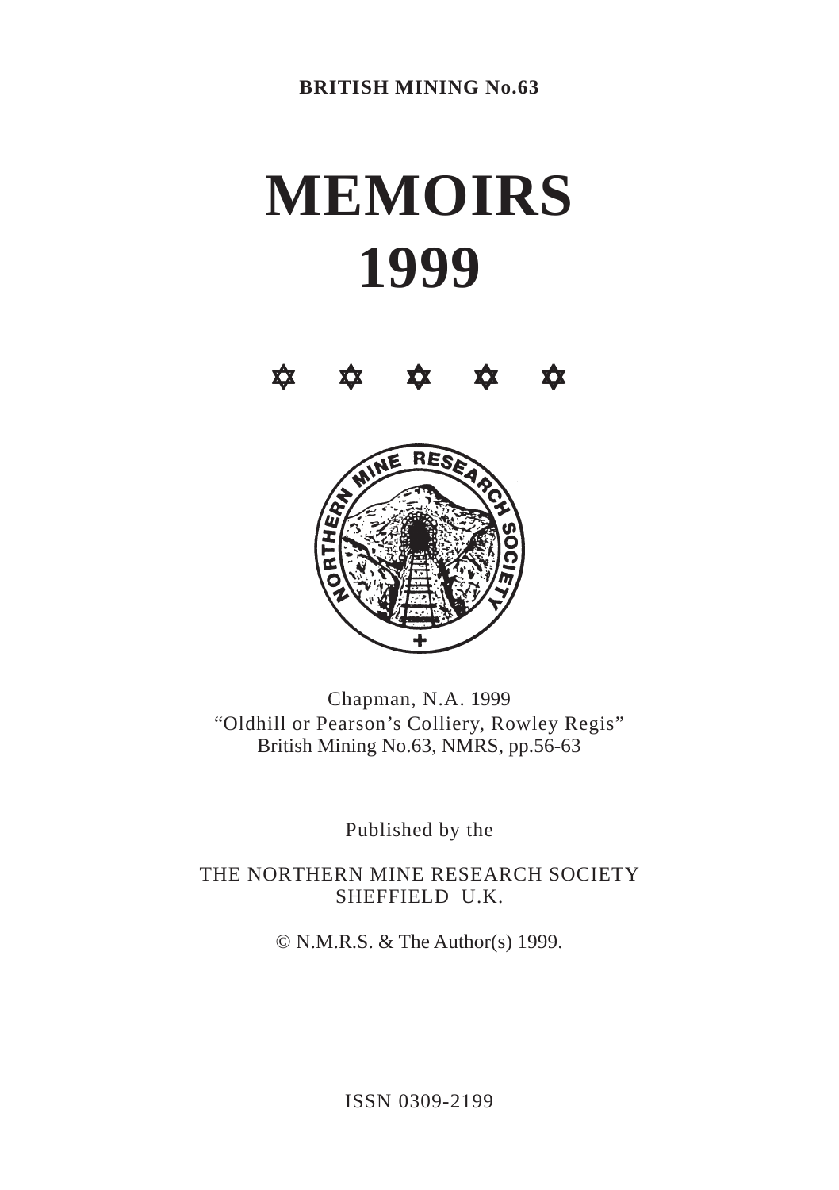**BRITISH MINING No.63**

# MEMOIRS 1999

✡ ✡ ✡ ✡ ✡

Chapman, N.A. 1999
"Oldhill or Pearson's Colliery, Rowley Regis"
British Mining No.63, NMRS, pp.56-63

Published by the

THE NORTHERN MINE RESEARCH SOCIETY
SHEFFIELD U.K.

© N.M.R.S. & The Author(s) 1999.

ISSN 0309-2199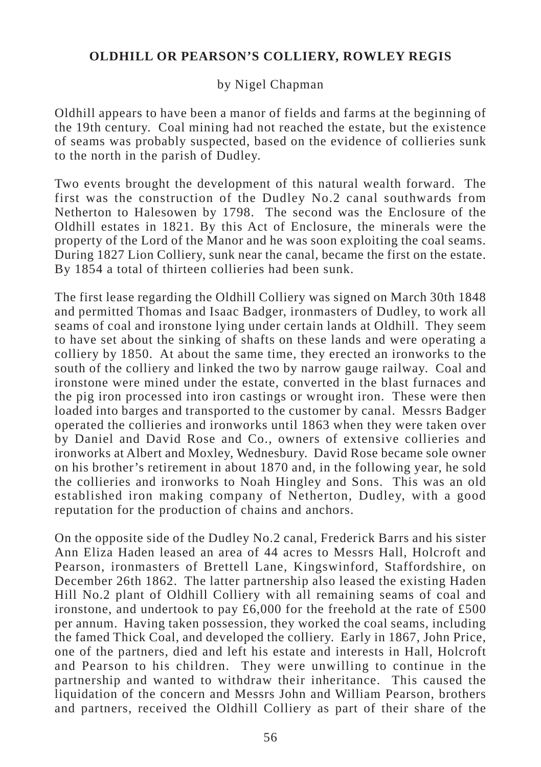# OLDHILL OR PEARSON'S COLLIERY, ROWLEY REGIS

by Nigel Chapman

Oldhill appears to have been a manor of fields and farms at the beginning of the 19th century. Coal mining had not reached the estate, but the existence of seams was probably suspected, based on the evidence of collieries sunk to the north in the parish of Dudley.

Two events brought the development of this natural wealth forward. The first was the construction of the Dudley No.2 canal southwards from Netherton to Halesowen by 1798. The second was the Enclosure of the Oldhill estates in 1821. By this Act of Enclosure, the minerals were the property of the Lord of the Manor and he was soon exploiting the coal seams. During 1827 Lion Colliery, sunk near the canal, became the first on the estate. By 1854 a total of thirteen collieries had been sunk.

The first lease regarding the Oldhill Colliery was signed on March 30th 1848 and permitted Thomas and Isaac Badger, ironmasters of Dudley, to work all seams of coal and ironstone lying under certain lands at Oldhill. They seem to have set about the sinking of shafts on these lands and were operating a colliery by 1850. At about the same time, they erected an ironworks to the south of the colliery and linked the two by narrow gauge railway. Coal and ironstone were mined under the estate, converted in the blast furnaces and the pig iron processed into iron castings or wrought iron. These were then loaded into barges and transported to the customer by canal. Messrs Badger operated the collieries and ironworks until 1863 when they were taken over by Daniel and David Rose and Co., owners of extensive collieries and ironworks at Albert and Moxley, Wednesbury. David Rose became sole owner on his brother's retirement in about 1870 and, in the following year, he sold the collieries and ironworks to Noah Hingley and Sons. This was an old established iron making company of Netherton, Dudley, with a good reputation for the production of chains and anchors.

On the opposite side of the Dudley No.2 canal, Frederick Barrs and his sister Ann Eliza Haden leased an area of 44 acres to Messrs Hall, Holcroft and Pearson, ironmasters of Brettell Lane, Kingswinford, Staffordshire, on December 26th 1862. The latter partnership also leased the existing Haden Hill No.2 plant of Oldhill Colliery with all remaining seams of coal and ironstone, and undertook to pay £6,000 for the freehold at the rate of £500 per annum. Having taken possession, they worked the coal seams, including the famed Thick Coal, and developed the colliery. Early in 1867, John Price, one of the partners, died and left his estate and interests in Hall, Holcroft and Pearson to his children. They were unwilling to continue in the partnership and wanted to withdraw their inheritance. This caused the liquidation of the concern and Messrs John and William Pearson, brothers and partners, received the Oldhill Colliery as part of their share of the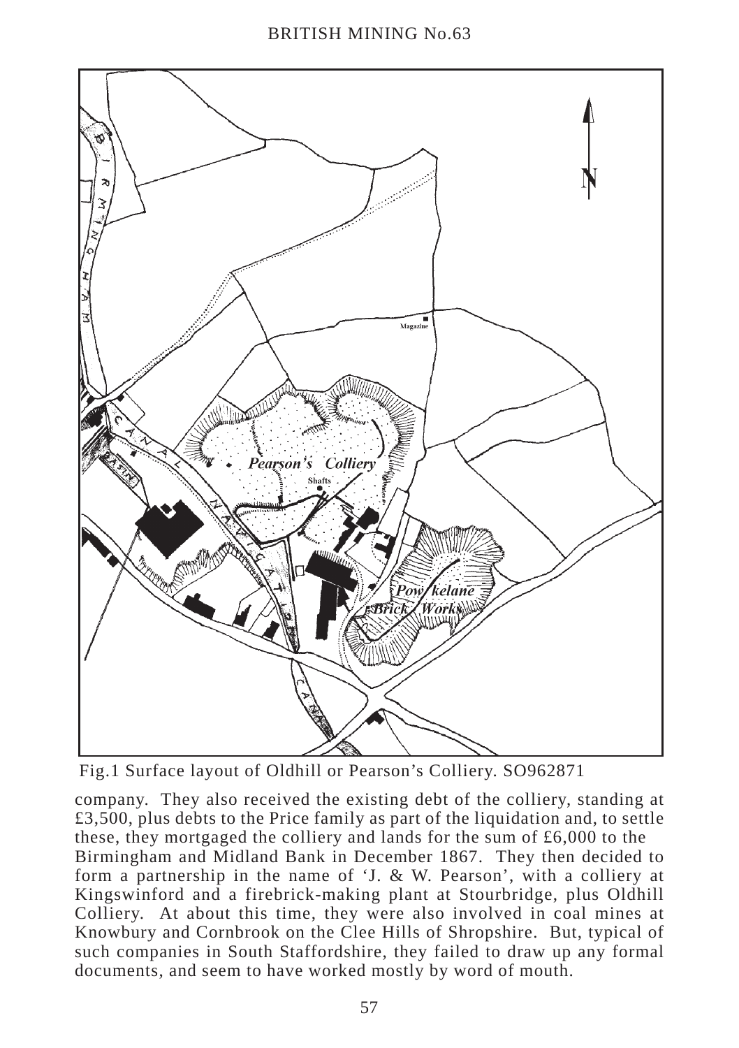Fig.1 Surface layout of Oldhill or Pearson's Colliery. SO962871

company. They also received the existing debt of the colliery, standing at £3,500, plus debts to the Price family as part of the liquidation and, to settle these, they mortgaged the colliery and lands for the sum of £6,000 to the Birmingham and Midland Bank in December 1867. They then decided to form a partnership in the name of 'J. & W. Pearson', with a colliery at Kingswinford and a firebrick-making plant at Stourbridge, plus Oldhill Colliery. At about this time, they were also involved in coal mines at Knowbury and Cornbrook on the Clee Hills of Shropshire. But, typical of such companies in South Staffordshire, they failed to draw up any formal documents, and seem to have worked mostly by word of mouth.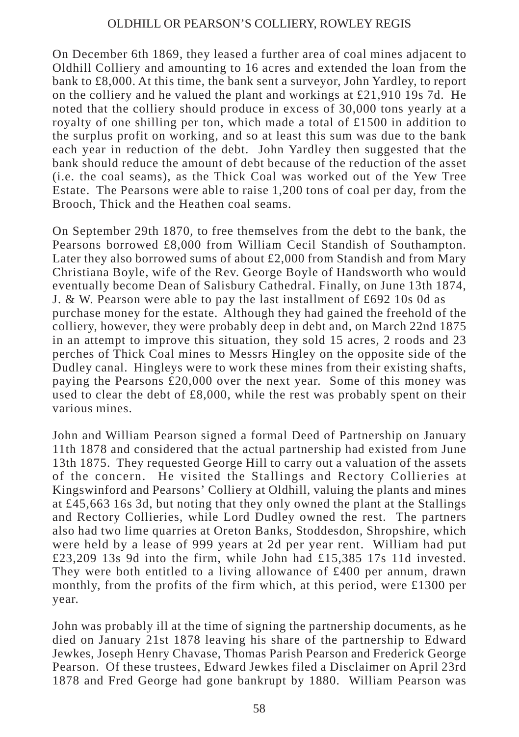On December 6th 1869, they leased a further area of coal mines adjacent to Oldhill Colliery and amounting to 16 acres and extended the loan from the bank to £8,000. At this time, the bank sent a surveyor, John Yardley, to report on the colliery and he valued the plant and workings at £21,910 19s 7d. He noted that the colliery should produce in excess of 30,000 tons yearly at a royalty of one shilling per ton, which made a total of £1500 in addition to the surplus profit on working, and so at least this sum was due to the bank each year in reduction of the debt. John Yardley then suggested that the bank should reduce the amount of debt because of the reduction of the asset (i.e. the coal seams), as the Thick Coal was worked out of the Yew Tree Estate. The Pearsons were able to raise 1,200 tons of coal per day, from the Brooch, Thick and the Heathen coal seams.

On September 29th 1870, to free themselves from the debt to the bank, the Pearsons borrowed £8,000 from William Cecil Standish of Southampton. Later they also borrowed sums of about £2,000 from Standish and from Mary Christiana Boyle, wife of the Rev. George Boyle of Handsworth who would eventually become Dean of Salisbury Cathedral. Finally, on June 13th 1874, J. & W. Pearson were able to pay the last installment of £692 10s 0d as purchase money for the estate. Although they had gained the freehold of the colliery, however, they were probably deep in debt and, on March 22nd 1875 in an attempt to improve this situation, they sold 15 acres, 2 roods and 23 perches of Thick Coal mines to Messrs Hingley on the opposite side of the Dudley canal. Hingleys were to work these mines from their existing shafts, paying the Pearsons £20,000 over the next year. Some of this money was used to clear the debt of £8,000, while the rest was probably spent on their various mines.

John and William Pearson signed a formal Deed of Partnership on January 11th 1878 and considered that the actual partnership had existed from June 13th 1875. They requested George Hill to carry out a valuation of the assets of the concern. He visited the Stallings and Rectory Collieries at Kingswinford and Pearsons' Colliery at Oldhill, valuing the plants and mines at £45,663 16s 3d, but noting that they only owned the plant at the Stallings and Rectory Collieries, while Lord Dudley owned the rest. The partners also had two lime quarries at Oreton Banks, Stoddesdon, Shropshire, which were held by a lease of 999 years at 2d per year rent. William had put £23,209 13s 9d into the firm, while John had £15,385 17s 11d invested. They were both entitled to a living allowance of £400 per annum, drawn monthly, from the profits of the firm which, at this period, were £1300 per year.

John was probably ill at the time of signing the partnership documents, as he died on January 21st 1878 leaving his share of the partnership to Edward Jewkes, Joseph Henry Chavase, Thomas Parish Pearson and Frederick George Pearson. Of these trustees, Edward Jewkes filed a Disclaimer on April 23rd 1878 and Fred George had gone bankrupt by 1880. William Pearson was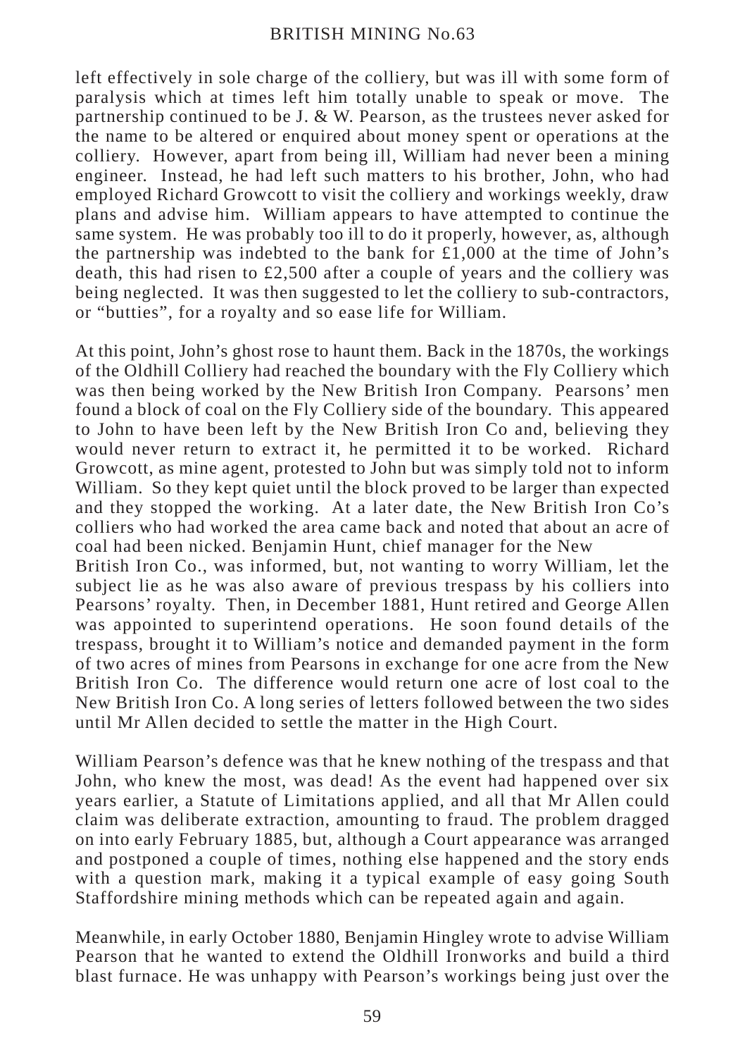left effectively in sole charge of the colliery, but was ill with some form of paralysis which at times left him totally unable to speak or move. The partnership continued to be J. & W. Pearson, as the trustees never asked for the name to be altered or enquired about money spent or operations at the colliery. However, apart from being ill, William had never been a mining engineer. Instead, he had left such matters to his brother, John, who had employed Richard Growcott to visit the colliery and workings weekly, draw plans and advise him. William appears to have attempted to continue the same system. He was probably too ill to do it properly, however, as, although the partnership was indebted to the bank for £1,000 at the time of John's death, this had risen to £2,500 after a couple of years and the colliery was being neglected. It was then suggested to let the colliery to sub-contractors, or "butties", for a royalty and so ease life for William.

At this point, John's ghost rose to haunt them. Back in the 1870s, the workings of the Oldhill Colliery had reached the boundary with the Fly Colliery which was then being worked by the New British Iron Company. Pearsons' men found a block of coal on the Fly Colliery side of the boundary. This appeared to John to have been left by the New British Iron Co and, believing they would never return to extract it, he permitted it to be worked. Richard Growcott, as mine agent, protested to John but was simply told not to inform William. So they kept quiet until the block proved to be larger than expected and they stopped the working. At a later date, the New British Iron Co's colliers who had worked the area came back and noted that about an acre of coal had been nicked. Benjamin Hunt, chief manager for the New British Iron Co., was informed, but, not wanting to worry William, let the subject lie as he was also aware of previous trespass by his colliers into Pearsons' royalty. Then, in December 1881, Hunt retired and George Allen was appointed to superintend operations. He soon found details of the trespass, brought it to William's notice and demanded payment in the form of two acres of mines from Pearsons in exchange for one acre from the New British Iron Co. The difference would return one acre of lost coal to the New British Iron Co. A long series of letters followed between the two sides until Mr Allen decided to settle the matter in the High Court.

William Pearson's defence was that he knew nothing of the trespass and that John, who knew the most, was dead! As the event had happened over six years earlier, a Statute of Limitations applied, and all that Mr Allen could claim was deliberate extraction, amounting to fraud. The problem dragged on into early February 1885, but, although a Court appearance was arranged and postponed a couple of times, nothing else happened and the story ends with a question mark, making it a typical example of easy going South Staffordshire mining methods which can be repeated again and again.

Meanwhile, in early October 1880, Benjamin Hingley wrote to advise William Pearson that he wanted to extend the Oldhill Ironworks and build a third blast furnace. He was unhappy with Pearson's workings being just over the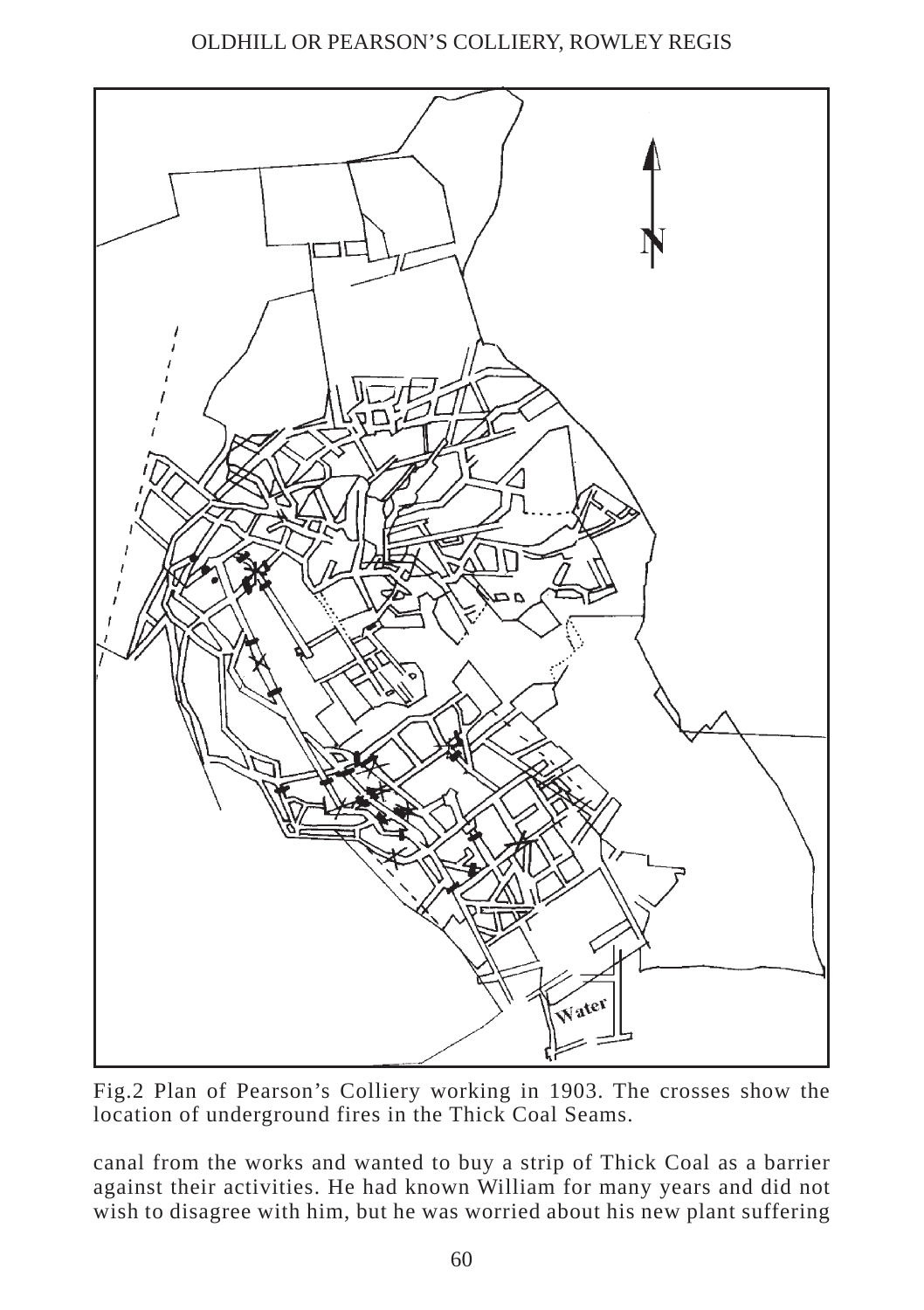Fig.2 Plan of Pearson's Colliery working in 1903. The crosses show the location of underground fires in the Thick Coal Seams.

canal from the works and wanted to buy a strip of Thick Coal as a barrier against their activities. He had known William for many years and did not wish to disagree with him, but he was worried about his new plant suffering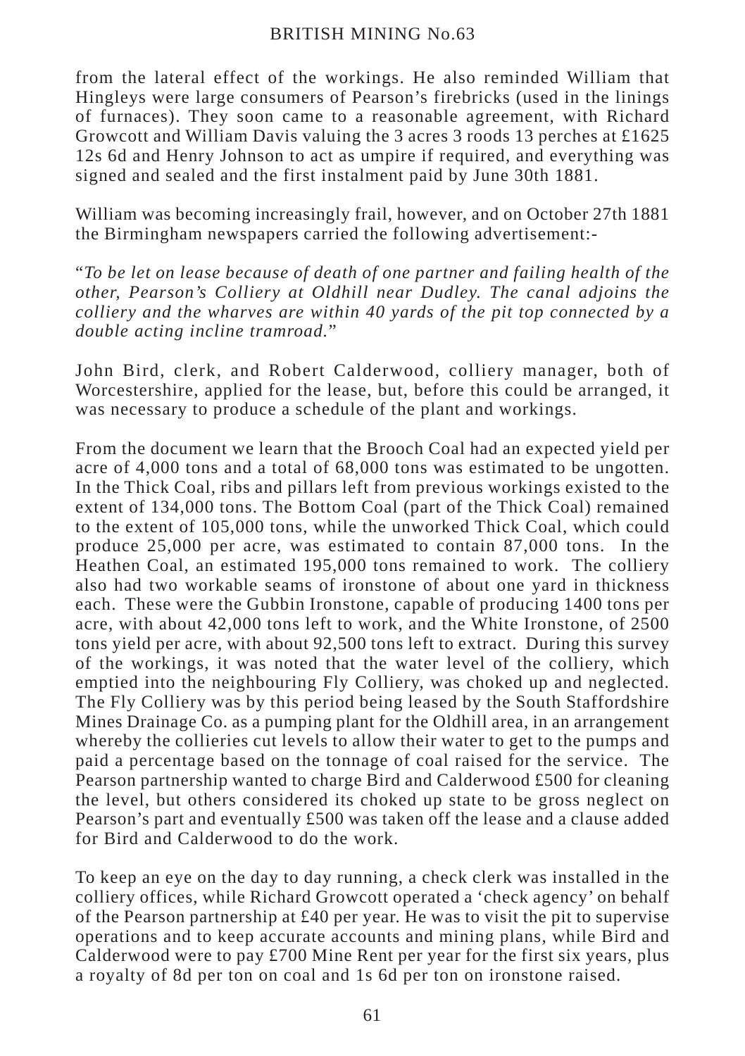from the lateral effect of the workings. He also reminded William that Hingleys were large consumers of Pearson's firebricks (used in the linings of furnaces). They soon came to a reasonable agreement, with Richard Growcott and William Davis valuing the 3 acres 3 roods 13 perches at £1625 12s 6d and Henry Johnson to act as umpire if required, and everything was signed and sealed and the first instalment paid by June 30th 1881.

William was becoming increasingly frail, however, and on October 27th 1881 the Birmingham newspapers carried the following advertisement:-

"*To be let on lease because of death of one partner and failing health of the other, Pearson's Colliery at Oldhill near Dudley. The canal adjoins the colliery and the wharves are within 40 yards of the pit top connected by a double acting incline tramroad.*"

John Bird, clerk, and Robert Calderwood, colliery manager, both of Worcestershire, applied for the lease, but, before this could be arranged, it was necessary to produce a schedule of the plant and workings.

From the document we learn that the Brooch Coal had an expected yield per acre of 4,000 tons and a total of 68,000 tons was estimated to be ungotten. In the Thick Coal, ribs and pillars left from previous workings existed to the extent of 134,000 tons. The Bottom Coal (part of the Thick Coal) remained to the extent of 105,000 tons, while the unworked Thick Coal, which could produce 25,000 per acre, was estimated to contain 87,000 tons. In the Heathen Coal, an estimated 195,000 tons remained to work. The colliery also had two workable seams of ironstone of about one yard in thickness each. These were the Gubbin Ironstone, capable of producing 1400 tons per acre, with about 42,000 tons left to work, and the White Ironstone, of 2500 tons yield per acre, with about 92,500 tons left to extract. During this survey of the workings, it was noted that the water level of the colliery, which emptied into the neighbouring Fly Colliery, was choked up and neglected. The Fly Colliery was by this period being leased by the South Staffordshire Mines Drainage Co. as a pumping plant for the Oldhill area, in an arrangement whereby the collieries cut levels to allow their water to get to the pumps and paid a percentage based on the tonnage of coal raised for the service. The Pearson partnership wanted to charge Bird and Calderwood £500 for cleaning the level, but others considered its choked up state to be gross neglect on Pearson's part and eventually £500 was taken off the lease and a clause added for Bird and Calderwood to do the work.

To keep an eye on the day to day running, a check clerk was installed in the colliery offices, while Richard Growcott operated a 'check agency' on behalf of the Pearson partnership at £40 per year. He was to visit the pit to supervise operations and to keep accurate accounts and mining plans, while Bird and Calderwood were to pay £700 Mine Rent per year for the first six years, plus a royalty of 8d per ton on coal and 1s 6d per ton on ironstone raised.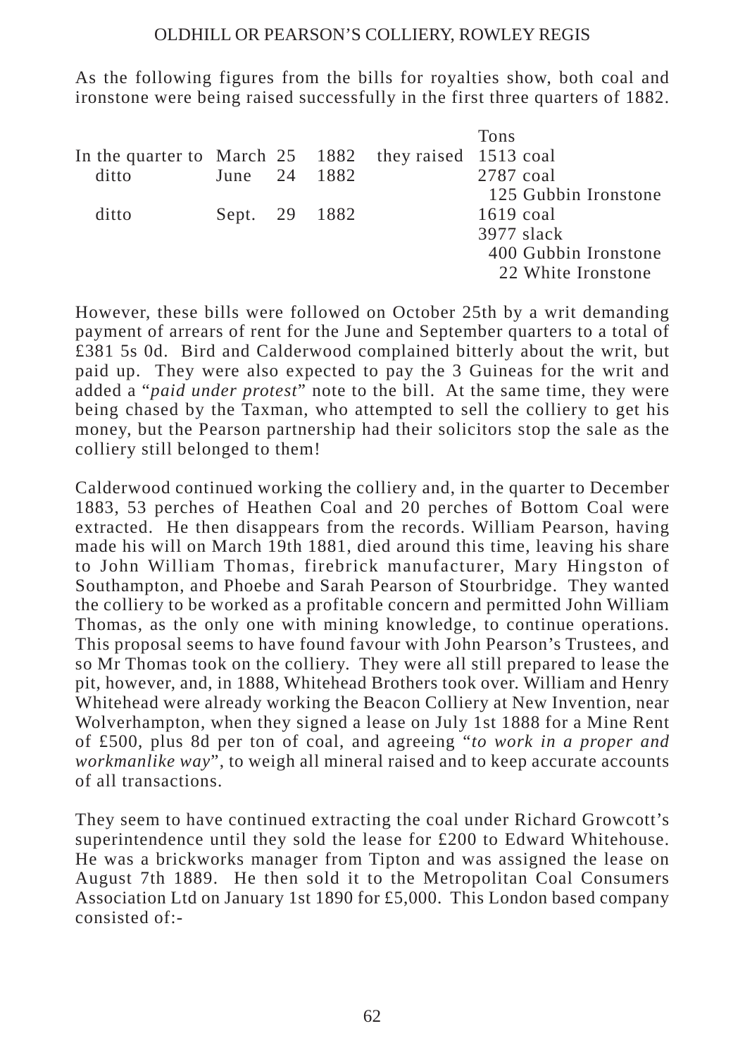As the following figures from the bills for royalties show, both coal and ironstone were being raised successfully in the first three quarters of 1882.

| | | | | | Tons |
|---|---|---|---|---|---|
| In the quarter to | March | 25 | 1882 | they raised | 1513 coal |
| ditto | June | 24 | 1882 | | 2787 coal |
| | | | | | 125 Gubbin Ironstone |
| ditto | Sept. | 29 | 1882 | | 1619 coal |
| | | | | | 3977 slack |
| | | | | | 400 Gubbin Ironstone |
| | | | | | 22 White Ironstone |

However, these bills were followed on October 25th by a writ demanding payment of arrears of rent for the June and September quarters to a total of £381 5s 0d. Bird and Calderwood complained bitterly about the writ, but paid up. They were also expected to pay the 3 Guineas for the writ and added a "*paid under protest*" note to the bill. At the same time, they were being chased by the Taxman, who attempted to sell the colliery to get his money, but the Pearson partnership had their solicitors stop the sale as the colliery still belonged to them!

Calderwood continued working the colliery and, in the quarter to December 1883, 53 perches of Heathen Coal and 20 perches of Bottom Coal were extracted. He then disappears from the records. William Pearson, having made his will on March 19th 1881, died around this time, leaving his share to John William Thomas, firebrick manufacturer, Mary Hingston of Southampton, and Phoebe and Sarah Pearson of Stourbridge. They wanted the colliery to be worked as a profitable concern and permitted John William Thomas, as the only one with mining knowledge, to continue operations. This proposal seems to have found favour with John Pearson's Trustees, and so Mr Thomas took on the colliery. They were all still prepared to lease the pit, however, and, in 1888, Whitehead Brothers took over. William and Henry Whitehead were already working the Beacon Colliery at New Invention, near Wolverhampton, when they signed a lease on July 1st 1888 for a Mine Rent of £500, plus 8d per ton of coal, and agreeing "*to work in a proper and workmanlike way*", to weigh all mineral raised and to keep accurate accounts of all transactions.

They seem to have continued extracting the coal under Richard Growcott's superintendence until they sold the lease for £200 to Edward Whitehouse. He was a brickworks manager from Tipton and was assigned the lease on August 7th 1889. He then sold it to the Metropolitan Coal Consumers Association Ltd on January 1st 1890 for £5,000. This London based company consisted of:-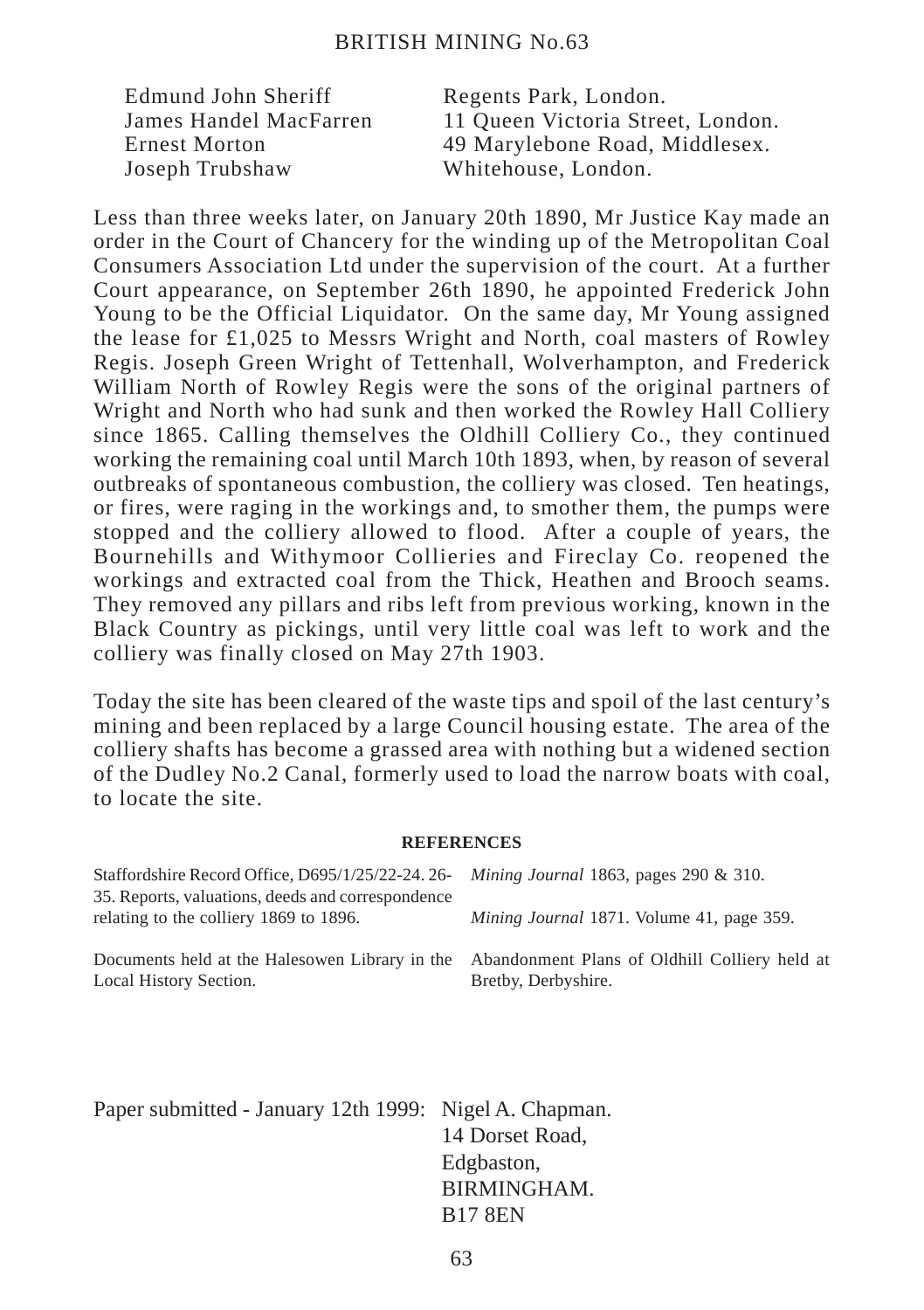| | |
|---|---|
| Edmund John Sheriff | Regents Park, London. |
| James Handel MacFarren | 11 Queen Victoria Street, London. |
| Ernest Morton | 49 Marylebone Road, Middlesex. |
| Joseph Trubshaw | Whitehouse, London. |

Less than three weeks later, on January 20th 1890, Mr Justice Kay made an order in the Court of Chancery for the winding up of the Metropolitan Coal Consumers Association Ltd under the supervision of the court. At a further Court appearance, on September 26th 1890, he appointed Frederick John Young to be the Official Liquidator. On the same day, Mr Young assigned the lease for £1,025 to Messrs Wright and North, coal masters of Rowley Regis. Joseph Green Wright of Tettenhall, Wolverhampton, and Frederick William North of Rowley Regis were the sons of the original partners of Wright and North who had sunk and then worked the Rowley Hall Colliery since 1865. Calling themselves the Oldhill Colliery Co., they continued working the remaining coal until March 10th 1893, when, by reason of several outbreaks of spontaneous combustion, the colliery was closed. Ten heatings, or fires, were raging in the workings and, to smother them, the pumps were stopped and the colliery allowed to flood. After a couple of years, the Bournehills and Withymoor Collieries and Fireclay Co. reopened the workings and extracted coal from the Thick, Heathen and Brooch seams. They removed any pillars and ribs left from previous working, known in the Black Country as pickings, until very little coal was left to work and the colliery was finally closed on May 27th 1903.

Today the site has been cleared of the waste tips and spoil of the last century's mining and been replaced by a large Council housing estate. The area of the colliery shafts has become a grassed area with nothing but a widened section of the Dudley No.2 Canal, formerly used to load the narrow boats with coal, to locate the site.

**REFERENCES**

Staffordshire Record Office, D695/1/25/22-24. 26-35. Reports, valuations, deeds and correspondence relating to the colliery 1869 to 1896.

Documents held at the Halesowen Library in the Local History Section.

*Mining Journal* 1863, pages 290 & 310.

*Mining Journal* 1871. Volume 41, page 359.

Abandonment Plans of Oldhill Colliery held at Bretby, Derbyshire.

Paper submitted - January 12th 1999: Nigel A. Chapman.
14 Dorset Road,
Edgbaston,
BIRMINGHAM.
B17 8EN